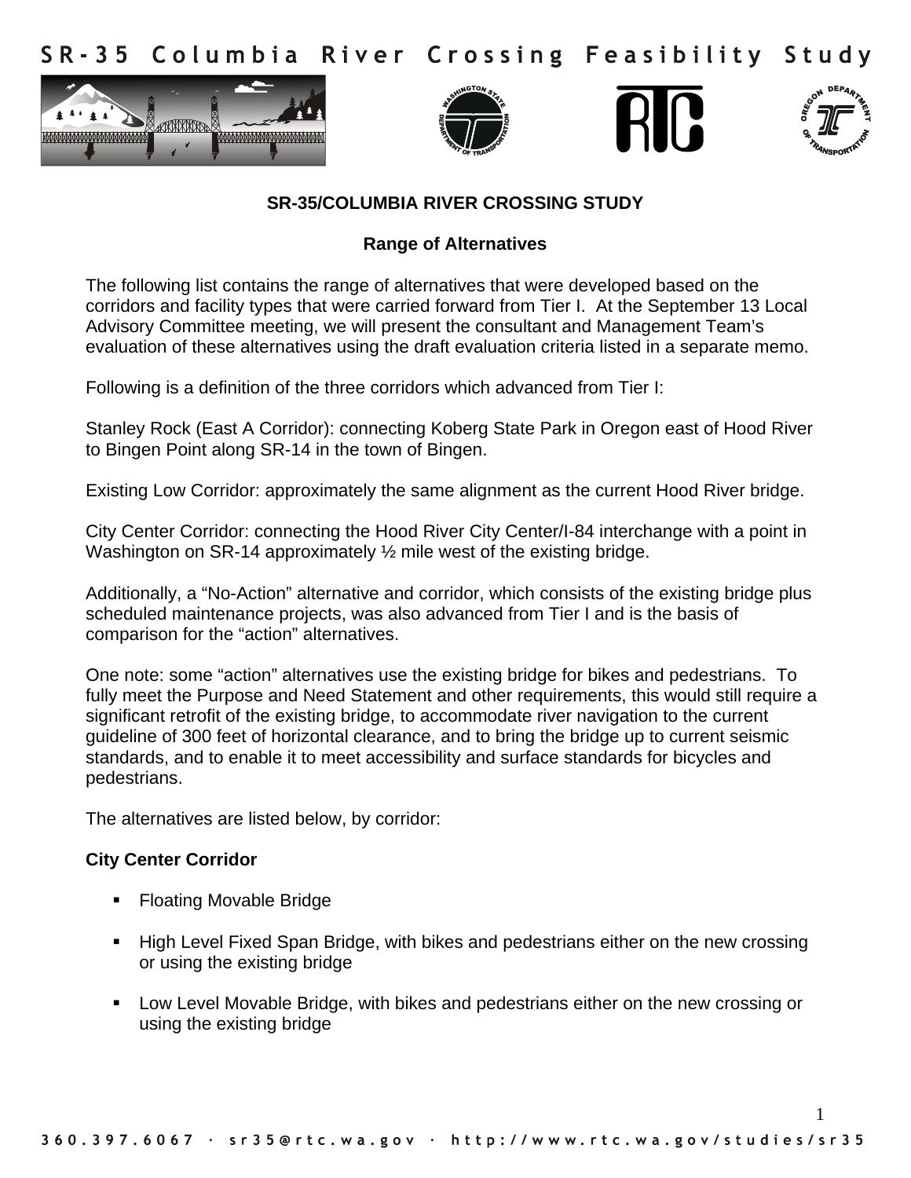# SR-35 Columbia River Crossing Feasibility Study

## SR-35/COLUMBIA RIVER CROSSING STUDY

### Range of Alternatives

The following list contains the range of alternatives that were developed based on the corridors and facility types that were carried forward from Tier I. At the September 13 Local Advisory Committee meeting, we will present the consultant and Management Team's evaluation of these alternatives using the draft evaluation criteria listed in a separate memo.

Following is a definition of the three corridors which advanced from Tier I:

Stanley Rock (East A Corridor): connecting Koberg State Park in Oregon east of Hood River to Bingen Point along SR-14 in the town of Bingen.

Existing Low Corridor: approximately the same alignment as the current Hood River bridge.

City Center Corridor: connecting the Hood River City Center/I-84 interchange with a point in Washington on SR-14 approximately ½ mile west of the existing bridge.

Additionally, a "No-Action" alternative and corridor, which consists of the existing bridge plus scheduled maintenance projects, was also advanced from Tier I and is the basis of comparison for the "action" alternatives.

One note: some "action" alternatives use the existing bridge for bikes and pedestrians. To fully meet the Purpose and Need Statement and other requirements, this would still require a significant retrofit of the existing bridge, to accommodate river navigation to the current guideline of 300 feet of horizontal clearance, and to bring the bridge up to current seismic standards, and to enable it to meet accessibility and surface standards for bicycles and pedestrians.

The alternatives are listed below, by corridor:

**City Center Corridor**

- Floating Movable Bridge
- High Level Fixed Span Bridge, with bikes and pedestrians either on the new crossing or using the existing bridge
- Low Level Movable Bridge, with bikes and pedestrians either on the new crossing or using the existing bridge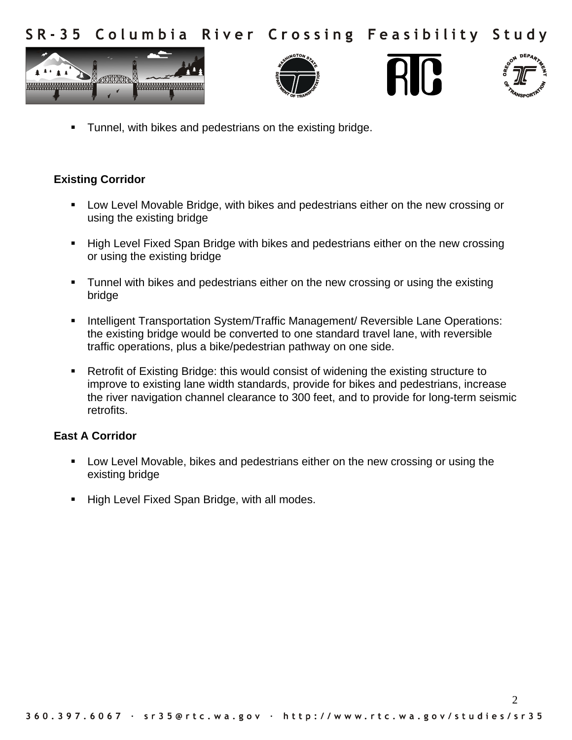- Tunnel, with bikes and pedestrians on the existing bridge.

**Existing Corridor**

- Low Level Movable Bridge, with bikes and pedestrians either on the new crossing or using the existing bridge
- High Level Fixed Span Bridge with bikes and pedestrians either on the new crossing or using the existing bridge
- Tunnel with bikes and pedestrians either on the new crossing or using the existing bridge
- Intelligent Transportation System/Traffic Management/ Reversible Lane Operations: the existing bridge would be converted to one standard travel lane, with reversible traffic operations, plus a bike/pedestrian pathway on one side.
- Retrofit of Existing Bridge: this would consist of widening the existing structure to improve to existing lane width standards, provide for bikes and pedestrians, increase the river navigation channel clearance to 300 feet, and to provide for long-term seismic retrofits.

**East A Corridor**

- Low Level Movable, bikes and pedestrians either on the new crossing or using the existing bridge
- High Level Fixed Span Bridge, with all modes.